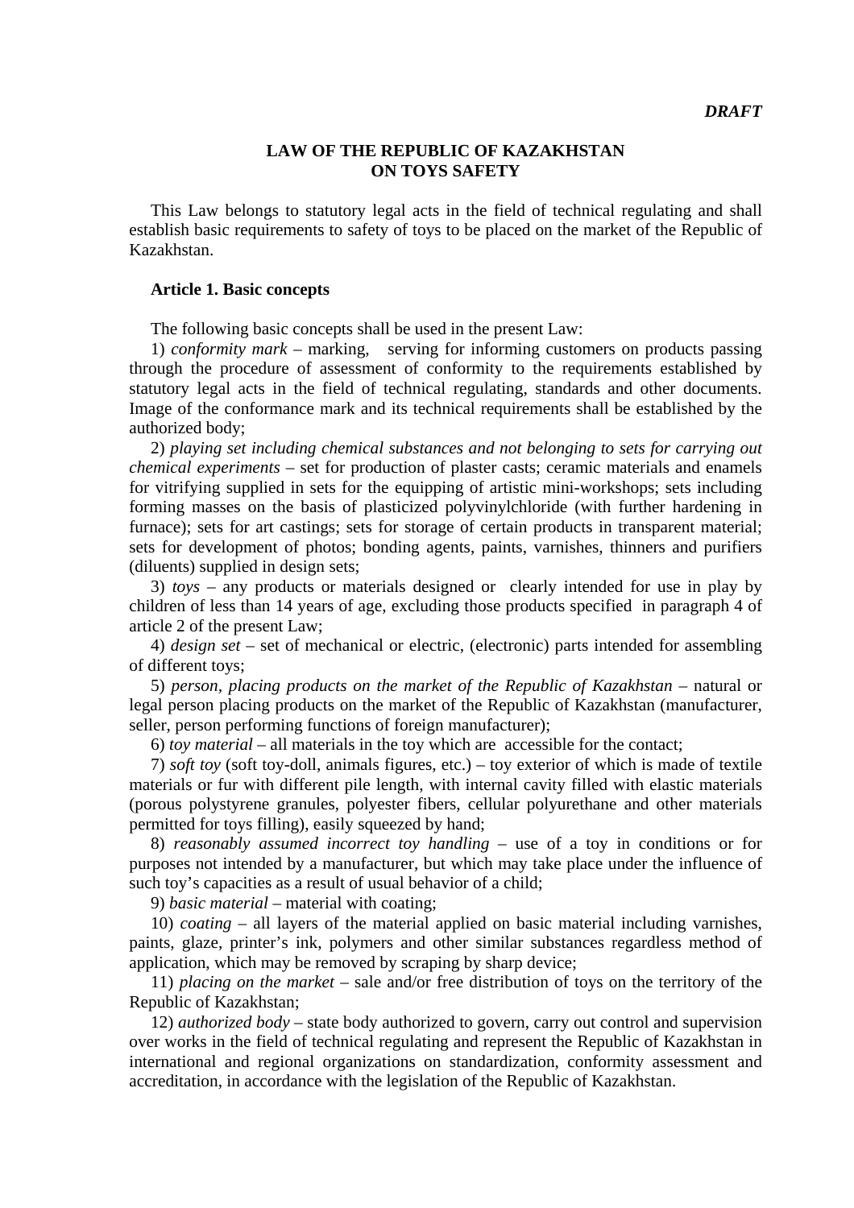***DRAFT***

# LAW OF THE REPUBLIC OF KAZAKHSTAN ON TOYS SAFETY

This Law belongs to statutory legal acts in the field of technical regulating and shall establish basic requirements to safety of toys to be placed on the market of the Republic of Kazakhstan.

## Article 1. Basic concepts

The following basic concepts shall be used in the present Law:

1) *conformity mark* – marking, serving for informing customers on products passing through the procedure of assessment of conformity to the requirements established by statutory legal acts in the field of technical regulating, standards and other documents. Image of the conformance mark and its technical requirements shall be established by the authorized body;

2) *playing set including chemical substances and not belonging to sets for carrying out chemical experiments* – set for production of plaster casts; ceramic materials and enamels for vitrifying supplied in sets for the equipping of artistic mini-workshops; sets including forming masses on the basis of plasticized polyvinylchloride (with further hardening in furnace); sets for art castings; sets for storage of certain products in transparent material; sets for development of photos; bonding agents, paints, varnishes, thinners and purifiers (diluents) supplied in design sets;

3) *toys* – any products or materials designed or clearly intended for use in play by children of less than 14 years of age, excluding those products specified in paragraph 4 of article 2 of the present Law;

4) *design set* – set of mechanical or electric, (electronic) parts intended for assembling of different toys;

5) *person, placing products on the market of the Republic of Kazakhstan* – natural or legal person placing products on the market of the Republic of Kazakhstan (manufacturer, seller, person performing functions of foreign manufacturer);

6) *toy material* – all materials in the toy which are accessible for the contact;

7) *soft toy* (soft toy-doll, animals figures, etc.) – toy exterior of which is made of textile materials or fur with different pile length, with internal cavity filled with elastic materials (porous polystyrene granules, polyester fibers, cellular polyurethane and other materials permitted for toys filling), easily squeezed by hand;

8) *reasonably assumed incorrect toy handling* – use of a toy in conditions or for purposes not intended by a manufacturer, but which may take place under the influence of such toy's capacities as a result of usual behavior of a child;

9) *basic material* – material with coating;

10) *coating* – all layers of the material applied on basic material including varnishes, paints, glaze, printer's ink, polymers and other similar substances regardless method of application, which may be removed by scraping by sharp device;

11) *placing on the market* – sale and/or free distribution of toys on the territory of the Republic of Kazakhstan;

12) *authorized body* – state body authorized to govern, carry out control and supervision over works in the field of technical regulating and represent the Republic of Kazakhstan in international and regional organizations on standardization, conformity assessment and accreditation, in accordance with the legislation of the Republic of Kazakhstan.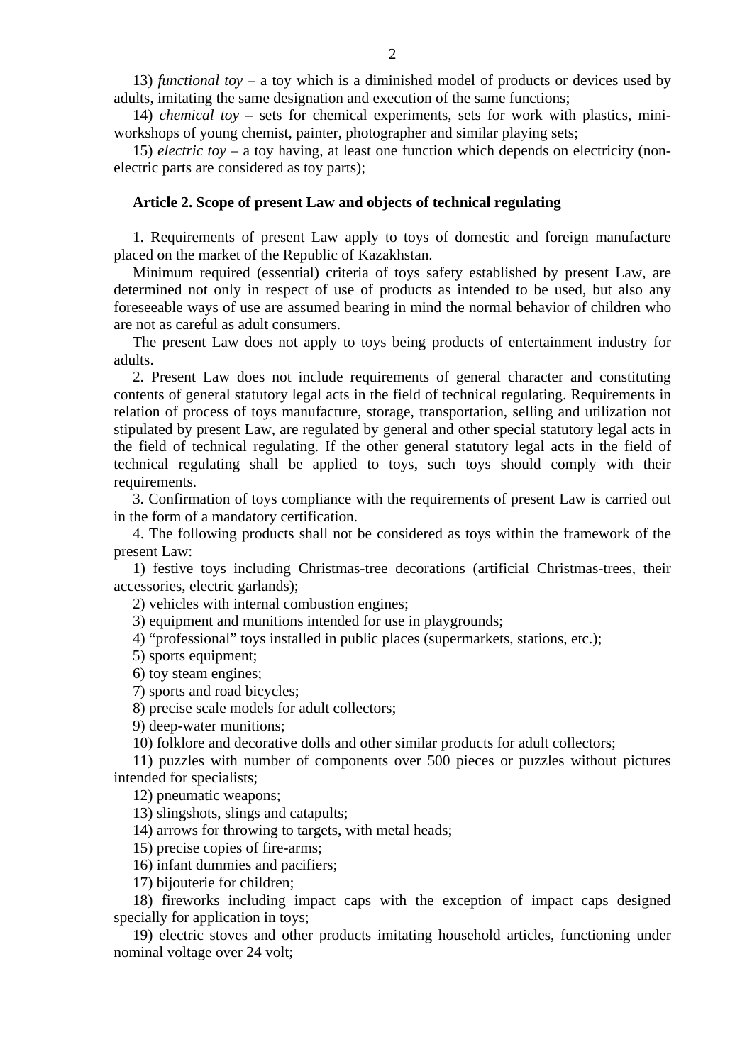13) *functional toy* – a toy which is a diminished model of products or devices used by adults, imitating the same designation and execution of the same functions;

14) *chemical toy* – sets for chemical experiments, sets for work with plastics, mini-workshops of young chemist, painter, photographer and similar playing sets;

15) *electric toy* – a toy having, at least one function which depends on electricity (non-electric parts are considered as toy parts);

**Article 2. Scope of present Law and objects of technical regulating**

1. Requirements of present Law apply to toys of domestic and foreign manufacture placed on the market of the Republic of Kazakhstan.

Minimum required (essential) criteria of toys safety established by present Law, are determined not only in respect of use of products as intended to be used, but also any foreseeable ways of use are assumed bearing in mind the normal behavior of children who are not as careful as adult consumers.

The present Law does not apply to toys being products of entertainment industry for adults.

2. Present Law does not include requirements of general character and constituting contents of general statutory legal acts in the field of technical regulating. Requirements in relation of process of toys manufacture, storage, transportation, selling and utilization not stipulated by present Law, are regulated by general and other special statutory legal acts in the field of technical regulating. If the other general statutory legal acts in the field of technical regulating shall be applied to toys, such toys should comply with their requirements.

3. Confirmation of toys compliance with the requirements of present Law is carried out in the form of a mandatory certification.

4. The following products shall not be considered as toys within the framework of the present Law:

1) festive toys including Christmas-tree decorations (artificial Christmas-trees, their accessories, electric garlands);

2) vehicles with internal combustion engines;

3) equipment and munitions intended for use in playgrounds;

4) “professional” toys installed in public places (supermarkets, stations, etc.);

5) sports equipment;

6) toy steam engines;

7) sports and road bicycles;

8) precise scale models for adult collectors;

9) deep-water munitions;

10) folklore and decorative dolls and other similar products for adult collectors;

11) puzzles with number of components over 500 pieces or puzzles without pictures intended for specialists;

12) pneumatic weapons;

13) slingshots, slings and catapults;

14) arrows for throwing to targets, with metal heads;

15) precise copies of fire-arms;

16) infant dummies and pacifiers;

17) bijouterie for children;

18) fireworks including impact caps with the exception of impact caps designed specially for application in toys;

19) electric stoves and other products imitating household articles, functioning under nominal voltage over 24 volt;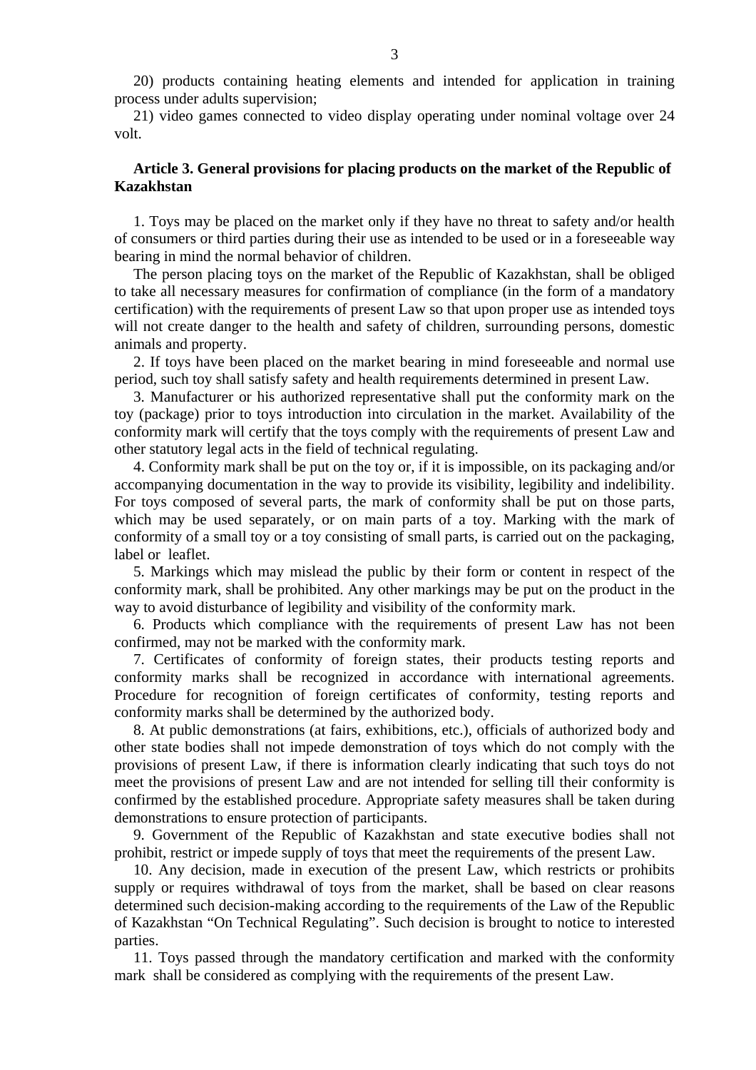20) products containing heating elements and intended for application in training process under adults supervision;

21) video games connected to video display operating under nominal voltage over 24 volt.

**Article 3. General provisions for placing products on the market of the Republic of Kazakhstan**

1. Toys may be placed on the market only if they have no threat to safety and/or health of consumers or third parties during their use as intended to be used or in a foreseeable way bearing in mind the normal behavior of children.

The person placing toys on the market of the Republic of Kazakhstan, shall be obliged to take all necessary measures for confirmation of compliance (in the form of a mandatory certification) with the requirements of present Law so that upon proper use as intended toys will not create danger to the health and safety of children, surrounding persons, domestic animals and property.

2. If toys have been placed on the market bearing in mind foreseeable and normal use period, such toy shall satisfy safety and health requirements determined in present Law.

3. Manufacturer or his authorized representative shall put the conformity mark on the toy (package) prior to toys introduction into circulation in the market. Availability of the conformity mark will certify that the toys comply with the requirements of present Law and other statutory legal acts in the field of technical regulating.

4. Conformity mark shall be put on the toy or, if it is impossible, on its packaging and/or accompanying documentation in the way to provide its visibility, legibility and indelibility. For toys composed of several parts, the mark of conformity shall be put on those parts, which may be used separately, or on main parts of a toy. Marking with the mark of conformity of a small toy or a toy consisting of small parts, is carried out on the packaging, label or leaflet.

5. Markings which may mislead the public by their form or content in respect of the conformity mark, shall be prohibited. Any other markings may be put on the product in the way to avoid disturbance of legibility and visibility of the conformity mark.

6. Products which compliance with the requirements of present Law has not been confirmed, may not be marked with the conformity mark.

7. Certificates of conformity of foreign states, their products testing reports and conformity marks shall be recognized in accordance with international agreements. Procedure for recognition of foreign certificates of conformity, testing reports and conformity marks shall be determined by the authorized body.

8. At public demonstrations (at fairs, exhibitions, etc.), officials of authorized body and other state bodies shall not impede demonstration of toys which do not comply with the provisions of present Law, if there is information clearly indicating that such toys do not meet the provisions of present Law and are not intended for selling till their conformity is confirmed by the established procedure. Appropriate safety measures shall be taken during demonstrations to ensure protection of participants.

9. Government of the Republic of Kazakhstan and state executive bodies shall not prohibit, restrict or impede supply of toys that meet the requirements of the present Law.

10. Any decision, made in execution of the present Law, which restricts or prohibits supply or requires withdrawal of toys from the market, shall be based on clear reasons determined such decision-making according to the requirements of the Law of the Republic of Kazakhstan "On Technical Regulating". Such decision is brought to notice to interested parties.

11. Toys passed through the mandatory certification and marked with the conformity mark shall be considered as complying with the requirements of the present Law.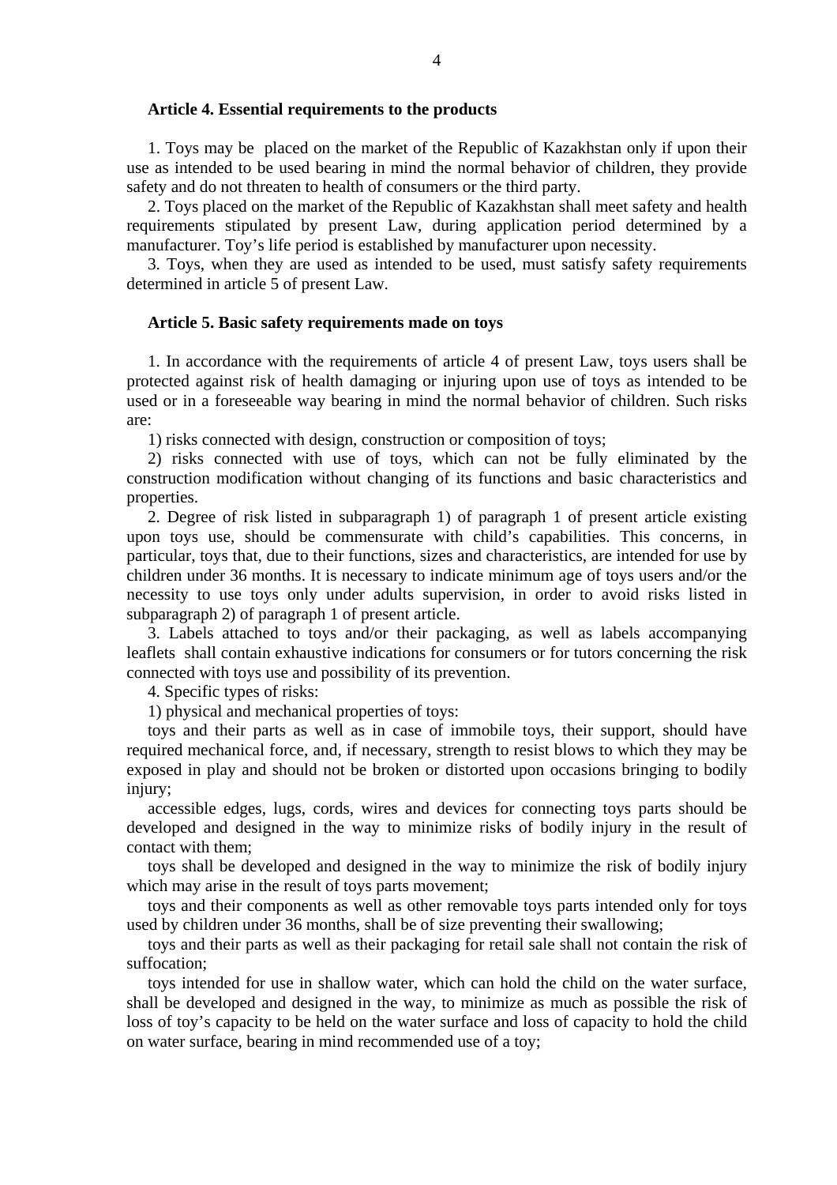**Article 4. Essential requirements to the products**

1. Toys may be placed on the market of the Republic of Kazakhstan only if upon their use as intended to be used bearing in mind the normal behavior of children, they provide safety and do not threaten to health of consumers or the third party.

2. Toys placed on the market of the Republic of Kazakhstan shall meet safety and health requirements stipulated by present Law, during application period determined by a manufacturer. Toy's life period is established by manufacturer upon necessity.

3. Toys, when they are used as intended to be used, must satisfy safety requirements determined in article 5 of present Law.

**Article 5. Basic safety requirements made on toys**

1. In accordance with the requirements of article 4 of present Law, toys users shall be protected against risk of health damaging or injuring upon use of toys as intended to be used or in a foreseeable way bearing in mind the normal behavior of children. Such risks are:

1) risks connected with design, construction or composition of toys;

2) risks connected with use of toys, which can not be fully eliminated by the construction modification without changing of its functions and basic characteristics and properties.

2. Degree of risk listed in subparagraph 1) of paragraph 1 of present article existing upon toys use, should be commensurate with child's capabilities. This concerns, in particular, toys that, due to their functions, sizes and characteristics, are intended for use by children under 36 months. It is necessary to indicate minimum age of toys users and/or the necessity to use toys only under adults supervision, in order to avoid risks listed in subparagraph 2) of paragraph 1 of present article.

3. Labels attached to toys and/or their packaging, as well as labels accompanying leaflets shall contain exhaustive indications for consumers or for tutors concerning the risk connected with toys use and possibility of its prevention.

4. Specific types of risks:

1) physical and mechanical properties of toys:

toys and their parts as well as in case of immobile toys, their support, should have required mechanical force, and, if necessary, strength to resist blows to which they may be exposed in play and should not be broken or distorted upon occasions bringing to bodily injury;

accessible edges, lugs, cords, wires and devices for connecting toys parts should be developed and designed in the way to minimize risks of bodily injury in the result of contact with them;

toys shall be developed and designed in the way to minimize the risk of bodily injury which may arise in the result of toys parts movement;

toys and their components as well as other removable toys parts intended only for toys used by children under 36 months, shall be of size preventing their swallowing;

toys and their parts as well as their packaging for retail sale shall not contain the risk of suffocation;

toys intended for use in shallow water, which can hold the child on the water surface, shall be developed and designed in the way, to minimize as much as possible the risk of loss of toy's capacity to be held on the water surface and loss of capacity to hold the child on water surface, bearing in mind recommended use of a toy;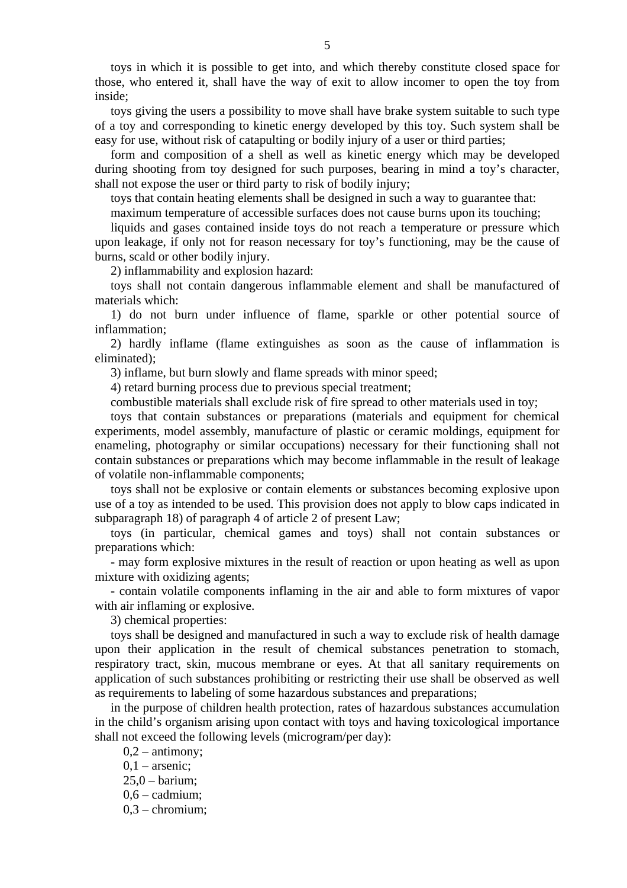toys in which it is possible to get into, and which thereby constitute closed space for those, who entered it, shall have the way of exit to allow incomer to open the toy from inside;

toys giving the users a possibility to move shall have brake system suitable to such type of a toy and corresponding to kinetic energy developed by this toy. Such system shall be easy for use, without risk of catapulting or bodily injury of a user or third parties;

form and composition of a shell as well as kinetic energy which may be developed during shooting from toy designed for such purposes, bearing in mind a toy's character, shall not expose the user or third party to risk of bodily injury;

toys that contain heating elements shall be designed in such a way to guarantee that:

maximum temperature of accessible surfaces does not cause burns upon its touching;

liquids and gases contained inside toys do not reach a temperature or pressure which upon leakage, if only not for reason necessary for toy's functioning, may be the cause of burns, scald or other bodily injury.

2) inflammability and explosion hazard:

toys shall not contain dangerous inflammable element and shall be manufactured of materials which:

1) do not burn under influence of flame, sparkle or other potential source of inflammation;

2) hardly inflame (flame extinguishes as soon as the cause of inflammation is eliminated);

3) inflame, but burn slowly and flame spreads with minor speed;

4) retard burning process due to previous special treatment;

combustible materials shall exclude risk of fire spread to other materials used in toy;

toys that contain substances or preparations (materials and equipment for chemical experiments, model assembly, manufacture of plastic or ceramic moldings, equipment for enameling, photography or similar occupations) necessary for their functioning shall not contain substances or preparations which may become inflammable in the result of leakage of volatile non-inflammable components;

toys shall not be explosive or contain elements or substances becoming explosive upon use of a toy as intended to be used. This provision does not apply to blow caps indicated in subparagraph 18) of paragraph 4 of article 2 of present Law;

toys (in particular, chemical games and toys) shall not contain substances or preparations which:

- may form explosive mixtures in the result of reaction or upon heating as well as upon mixture with oxidizing agents;

- contain volatile components inflaming in the air and able to form mixtures of vapor with air inflaming or explosive.

3) chemical properties:

toys shall be designed and manufactured in such a way to exclude risk of health damage upon their application in the result of chemical substances penetration to stomach, respiratory tract, skin, mucous membrane or eyes. At that all sanitary requirements on application of such substances prohibiting or restricting their use shall be observed as well as requirements to labeling of some hazardous substances and preparations;

in the purpose of children health protection, rates of hazardous substances accumulation in the child's organism arising upon contact with toys and having toxicological importance shall not exceed the following levels (microgram/per day):

0,2 – antimony;

0,1 – arsenic;

25,0 – barium;

0,6 – cadmium;

0,3 – chromium;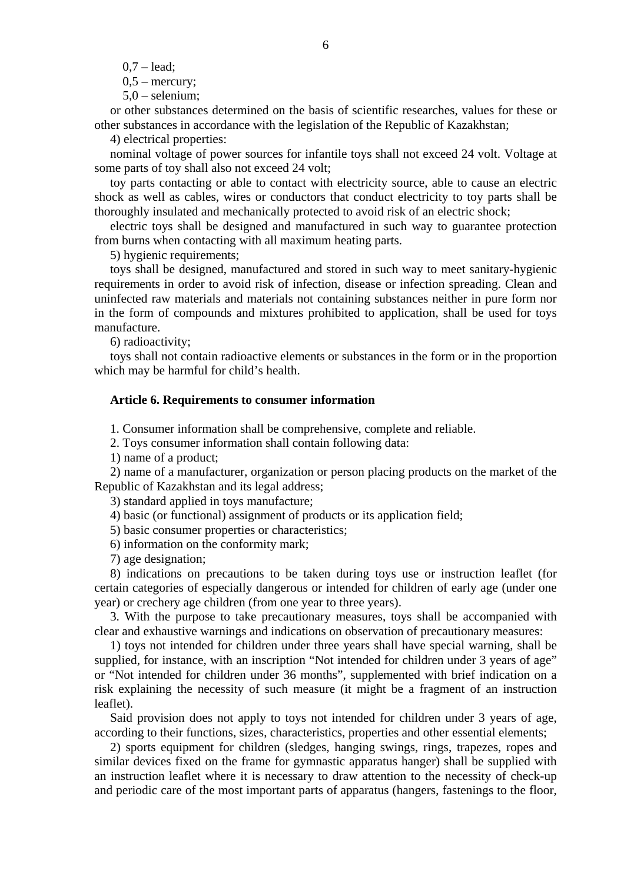0,7 – lead;

0,5 – mercury;

5,0 – selenium;

or other substances determined on the basis of scientific researches, values for these or other substances in accordance with the legislation of the Republic of Kazakhstan;

4) electrical properties:

nominal voltage of power sources for infantile toys shall not exceed 24 volt. Voltage at some parts of toy shall also not exceed 24 volt;

toy parts contacting or able to contact with electricity source, able to cause an electric shock as well as cables, wires or conductors that conduct electricity to toy parts shall be thoroughly insulated and mechanically protected to avoid risk of an electric shock;

electric toys shall be designed and manufactured in such way to guarantee protection from burns when contacting with all maximum heating parts.

5) hygienic requirements;

toys shall be designed, manufactured and stored in such way to meet sanitary-hygienic requirements in order to avoid risk of infection, disease or infection spreading. Clean and uninfected raw materials and materials not containing substances neither in pure form nor in the form of compounds and mixtures prohibited to application, shall be used for toys manufacture.

6) radioactivity;

toys shall not contain radioactive elements or substances in the form or in the proportion which may be harmful for child's health.

**Article 6. Requirements to consumer information**

1. Consumer information shall be comprehensive, complete and reliable.

2. Toys consumer information shall contain following data:

1) name of a product;

2) name of a manufacturer, organization or person placing products on the market of the Republic of Kazakhstan and its legal address;

3) standard applied in toys manufacture;

4) basic (or functional) assignment of products or its application field;

5) basic consumer properties or characteristics;

6) information on the conformity mark;

7) age designation;

8) indications on precautions to be taken during toys use or instruction leaflet (for certain categories of especially dangerous or intended for children of early age (under one year) or crechery age children (from one year to three years).

3. With the purpose to take precautionary measures, toys shall be accompanied with clear and exhaustive warnings and indications on observation of precautionary measures:

1) toys not intended for children under three years shall have special warning, shall be supplied, for instance, with an inscription "Not intended for children under 3 years of age" or "Not intended for children under 36 months", supplemented with brief indication on a risk explaining the necessity of such measure (it might be a fragment of an instruction leaflet).

Said provision does not apply to toys not intended for children under 3 years of age, according to their functions, sizes, characteristics, properties and other essential elements;

2) sports equipment for children (sledges, hanging swings, rings, trapezes, ropes and similar devices fixed on the frame for gymnastic apparatus hanger) shall be supplied with an instruction leaflet where it is necessary to draw attention to the necessity of check-up and periodic care of the most important parts of apparatus (hangers, fastenings to the floor,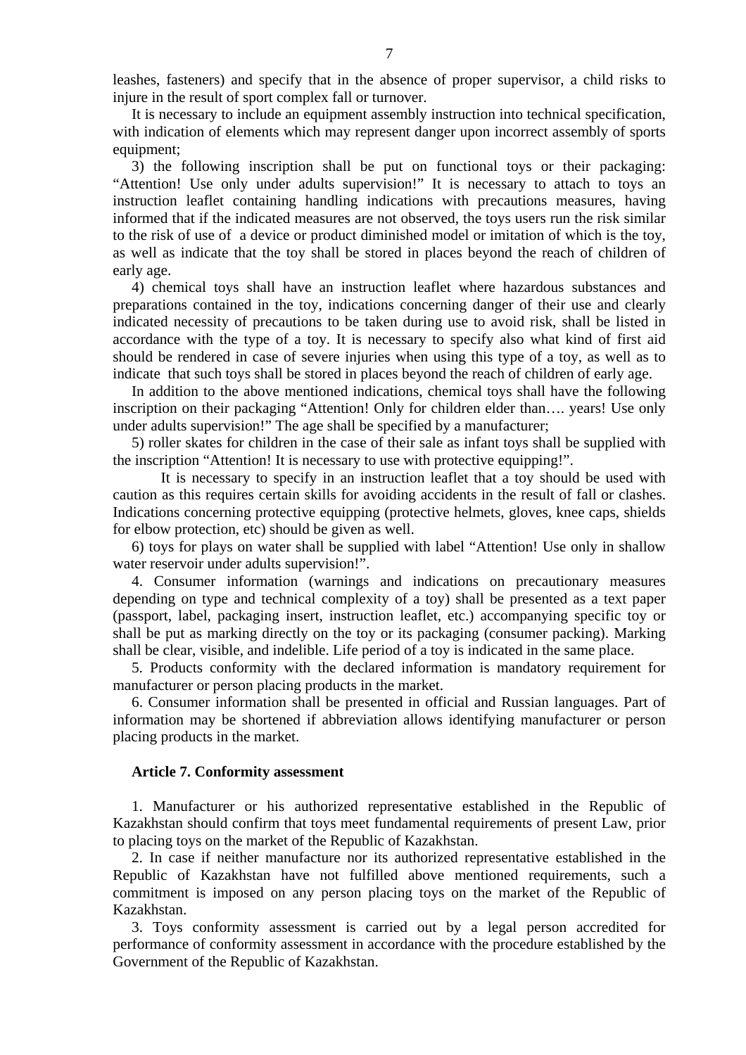leashes, fasteners) and specify that in the absence of proper supervisor, a child risks to injure in the result of sport complex fall or turnover.

It is necessary to include an equipment assembly instruction into technical specification, with indication of elements which may represent danger upon incorrect assembly of sports equipment;

3) the following inscription shall be put on functional toys or their packaging: “Attention! Use only under adults supervision!” It is necessary to attach to toys an instruction leaflet containing handling indications with precautions measures, having informed that if the indicated measures are not observed, the toys users run the risk similar to the risk of use of  a device or product diminished model or imitation of which is the toy, as well as indicate that the toy shall be stored in places beyond the reach of children of early age.

4) chemical toys shall have an instruction leaflet where hazardous substances and preparations contained in the toy, indications concerning danger of their use and clearly indicated necessity of precautions to be taken during use to avoid risk, shall be listed in accordance with the type of a toy. It is necessary to specify also what kind of first aid should be rendered in case of severe injuries when using this type of a toy, as well as to indicate  that such toys shall be stored in places beyond the reach of children of early age.

In addition to the above mentioned indications, chemical toys shall have the following inscription on their packaging “Attention! Only for children elder than…. years! Use only under adults supervision!” The age shall be specified by a manufacturer;

5) roller skates for children in the case of their sale as infant toys shall be supplied with the inscription “Attention! It is necessary to use with protective equipping!”.

It is necessary to specify in an instruction leaflet that a toy should be used with caution as this requires certain skills for avoiding accidents in the result of fall or clashes. Indications concerning protective equipping (protective helmets, gloves, knee caps, shields for elbow protection, etc) should be given as well.

6) toys for plays on water shall be supplied with label “Attention! Use only in shallow water reservoir under adults supervision!”.

4. Consumer information (warnings and indications on precautionary measures depending on type and technical complexity of a toy) shall be presented as a text paper (passport, label, packaging insert, instruction leaflet, etc.) accompanying specific toy or shall be put as marking directly on the toy or its packaging (consumer packing). Marking shall be clear, visible, and indelible. Life period of a toy is indicated in the same place.

5. Products conformity with the declared information is mandatory requirement for manufacturer or person placing products in the market.

6. Consumer information shall be presented in official and Russian languages. Part of information may be shortened if abbreviation allows identifying manufacturer or person placing products in the market.

**Article 7. Conformity assessment**

1. Manufacturer or his authorized representative established in the Republic of Kazakhstan should confirm that toys meet fundamental requirements of present Law, prior to placing toys on the market of the Republic of Kazakhstan.

2. In case if neither manufacture nor its authorized representative established in the Republic of Kazakhstan have not fulfilled above mentioned requirements, such a commitment is imposed on any person placing toys on the market of the Republic of Kazakhstan.

3. Toys conformity assessment is carried out by a legal person accredited for performance of conformity assessment in accordance with the procedure established by the Government of the Republic of Kazakhstan.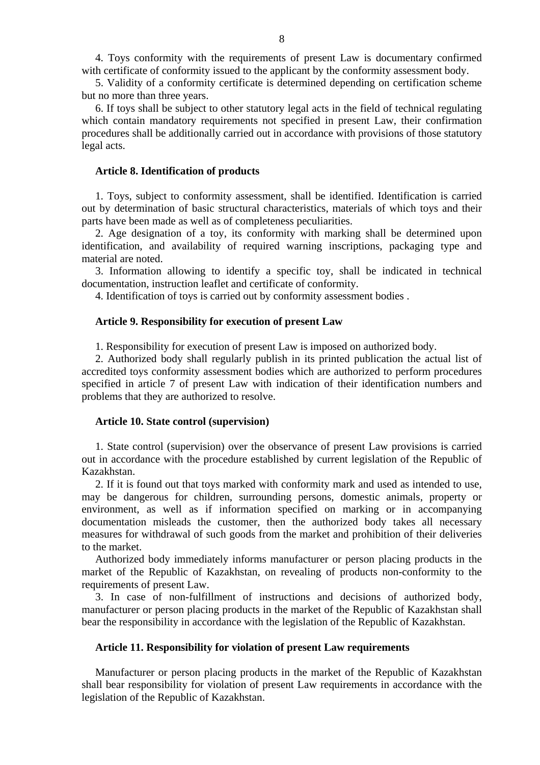4. Toys conformity with the requirements of present Law is documentary confirmed with certificate of conformity issued to the applicant by the conformity assessment body.

5. Validity of a conformity certificate is determined depending on certification scheme but no more than three years.

6. If toys shall be subject to other statutory legal acts in the field of technical regulating which contain mandatory requirements not specified in present Law, their confirmation procedures shall be additionally carried out in accordance with provisions of those statutory legal acts.

**Article 8. Identification of products**

1. Toys, subject to conformity assessment, shall be identified. Identification is carried out by determination of basic structural characteristics, materials of which toys and their parts have been made as well as of completeness peculiarities.

2. Age designation of a toy, its conformity with marking shall be determined upon identification, and availability of required warning inscriptions, packaging type and material are noted.

3. Information allowing to identify a specific toy, shall be indicated in technical documentation, instruction leaflet and certificate of conformity.

4. Identification of toys is carried out by conformity assessment bodies .

**Article 9. Responsibility for execution of present Law**

1. Responsibility for execution of present Law is imposed on authorized body.

2. Authorized body shall regularly publish in its printed publication the actual list of accredited toys conformity assessment bodies which are authorized to perform procedures specified in article 7 of present Law with indication of their identification numbers and problems that they are authorized to resolve.

**Article 10. State control (supervision)**

1. State control (supervision) over the observance of present Law provisions is carried out in accordance with the procedure established by current legislation of the Republic of Kazakhstan.

2. If it is found out that toys marked with conformity mark and used as intended to use, may be dangerous for children, surrounding persons, domestic animals, property or environment, as well as if information specified on marking or in accompanying documentation misleads the customer, then the authorized body takes all necessary measures for withdrawal of such goods from the market and prohibition of their deliveries to the market.

Authorized body immediately informs manufacturer or person placing products in the market of the Republic of Kazakhstan, on revealing of products non-conformity to the requirements of present Law.

3. In case of non-fulfillment of instructions and decisions of authorized body, manufacturer or person placing products in the market of the Republic of Kazakhstan shall bear the responsibility in accordance with the legislation of the Republic of Kazakhstan.

**Article 11. Responsibility for violation of present Law requirements**

Manufacturer or person placing products in the market of the Republic of Kazakhstan shall bear responsibility for violation of present Law requirements in accordance with the legislation of the Republic of Kazakhstan.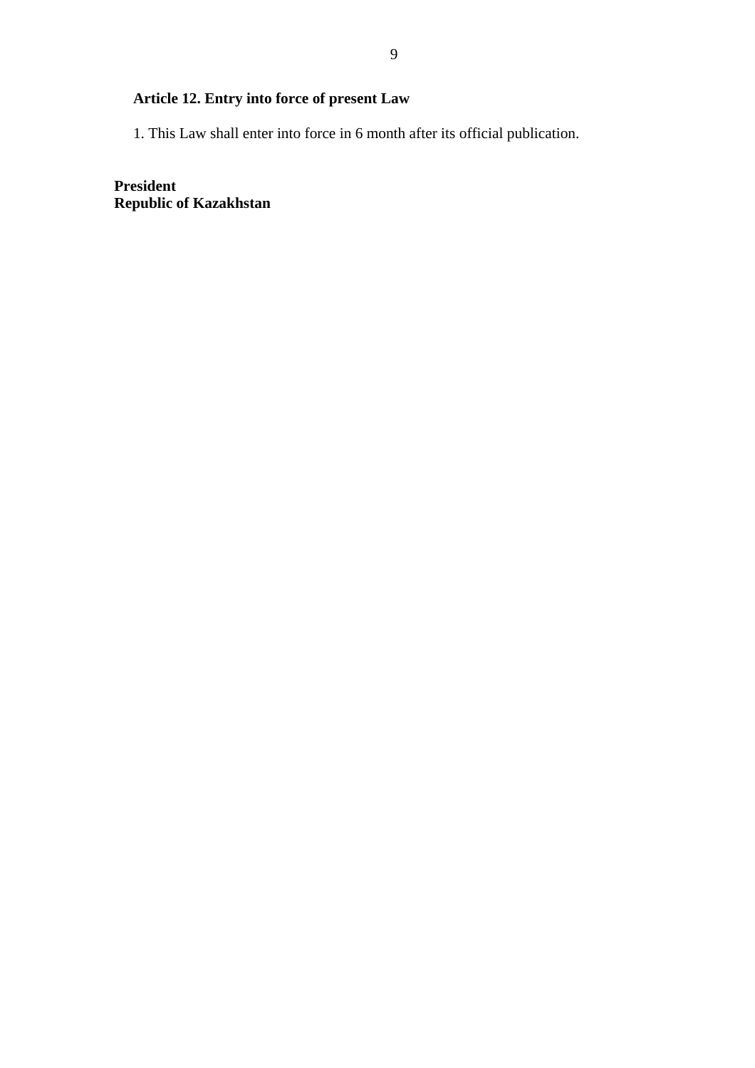**Article 12. Entry into force of present Law**

1. This Law shall enter into force in 6 month after its official publication.

**President**
**Republic of Kazakhstan**